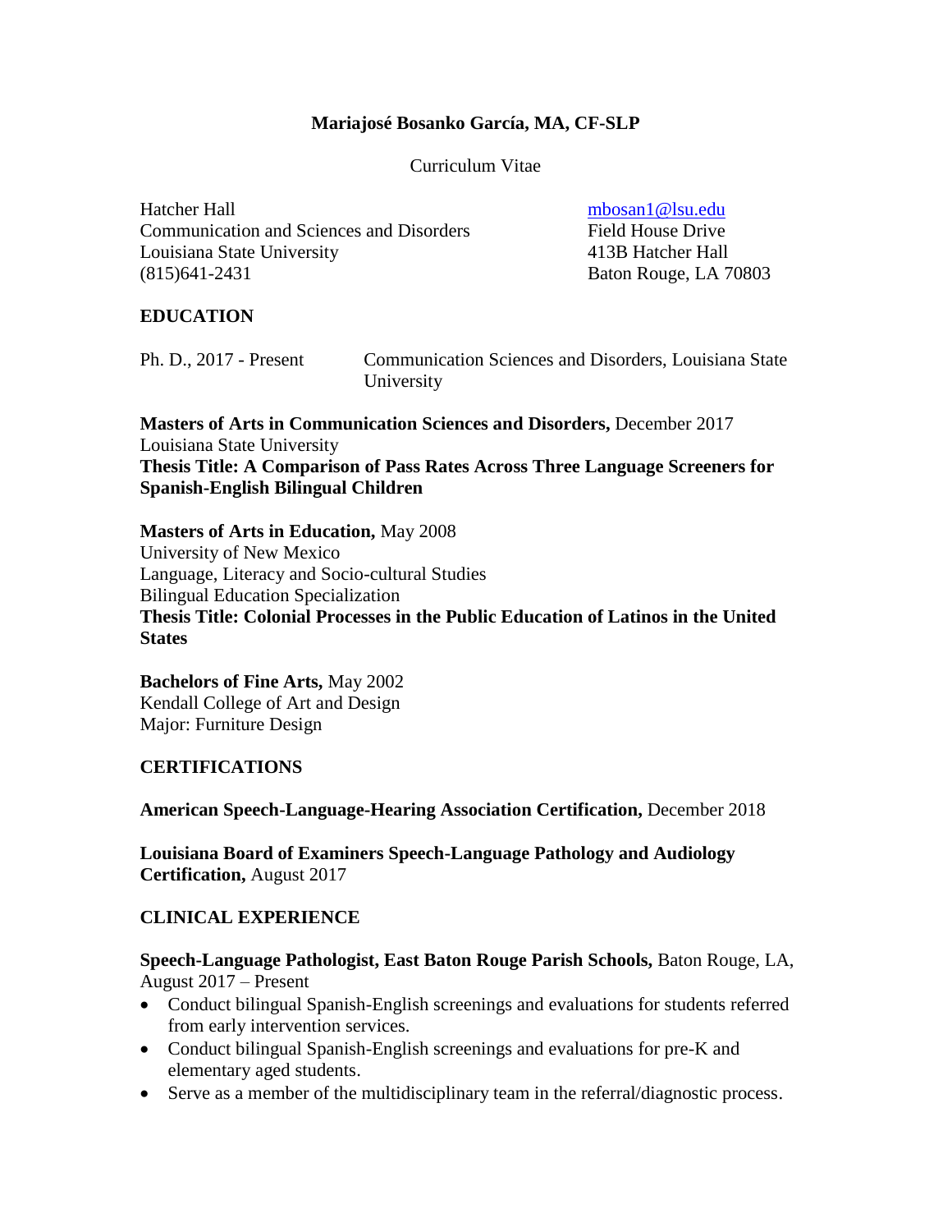# Mariajosé Bosanko García, MA, CF-SLP

Curriculum Vitae

Hatcher Hall
Communication and Sciences and Disorders
Louisiana State University
(815)641-2431

mbosan1@lsu.edu
Field House Drive
413B Hatcher Hall
Baton Rouge, LA 70803

## EDUCATION

Ph. D., 2017 - Present — Communication Sciences and Disorders, Louisiana State University

**Masters of Arts in Communication Sciences and Disorders,** December 2017
Louisiana State University
**Thesis Title: A Comparison of Pass Rates Across Three Language Screeners for Spanish-English Bilingual Children**

**Masters of Arts in Education,** May 2008
University of New Mexico
Language, Literacy and Socio-cultural Studies
Bilingual Education Specialization
**Thesis Title: Colonial Processes in the Public Education of Latinos in the United States**

**Bachelors of Fine Arts,** May 2002
Kendall College of Art and Design
Major: Furniture Design

## CERTIFICATIONS

**American Speech-Language-Hearing Association Certification,** December 2018

**Louisiana Board of Examiners Speech-Language Pathology and Audiology Certification,** August 2017

## CLINICAL EXPERIENCE

**Speech-Language Pathologist, East Baton Rouge Parish Schools,** Baton Rouge, LA, August 2017 – Present

- Conduct bilingual Spanish-English screenings and evaluations for students referred from early intervention services.
- Conduct bilingual Spanish-English screenings and evaluations for pre-K and elementary aged students.
- Serve as a member of the multidisciplinary team in the referral/diagnostic process.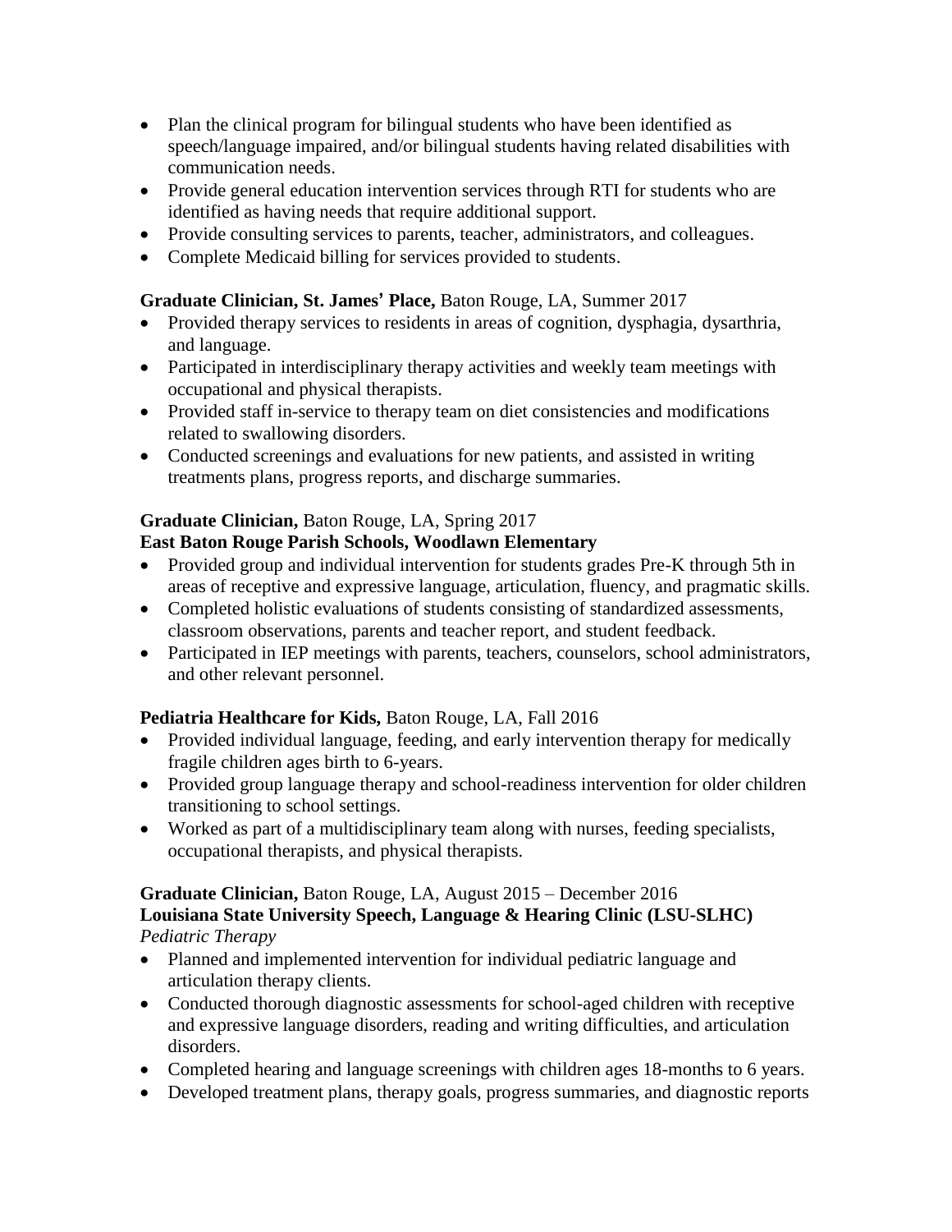- Plan the clinical program for bilingual students who have been identified as speech/language impaired, and/or bilingual students having related disabilities with communication needs.
- Provide general education intervention services through RTI for students who are identified as having needs that require additional support.
- Provide consulting services to parents, teacher, administrators, and colleagues.
- Complete Medicaid billing for services provided to students.

**Graduate Clinician, St. James' Place,** Baton Rouge, LA, Summer 2017

- Provided therapy services to residents in areas of cognition, dysphagia, dysarthria, and language.
- Participated in interdisciplinary therapy activities and weekly team meetings with occupational and physical therapists.
- Provided staff in-service to therapy team on diet consistencies and modifications related to swallowing disorders.
- Conducted screenings and evaluations for new patients, and assisted in writing treatments plans, progress reports, and discharge summaries.

**Graduate Clinician,** Baton Rouge, LA, Spring 2017
**East Baton Rouge Parish Schools, Woodlawn Elementary**

- Provided group and individual intervention for students grades Pre-K through 5th in areas of receptive and expressive language, articulation, fluency, and pragmatic skills.
- Completed holistic evaluations of students consisting of standardized assessments, classroom observations, parents and teacher report, and student feedback.
- Participated in IEP meetings with parents, teachers, counselors, school administrators, and other relevant personnel.

**Pediatria Healthcare for Kids,** Baton Rouge, LA, Fall 2016

- Provided individual language, feeding, and early intervention therapy for medically fragile children ages birth to 6-years.
- Provided group language therapy and school-readiness intervention for older children transitioning to school settings.
- Worked as part of a multidisciplinary team along with nurses, feeding specialists, occupational therapists, and physical therapists.

**Graduate Clinician,** Baton Rouge, LA, August 2015 – December 2016
**Louisiana State University Speech, Language & Hearing Clinic (LSU-SLHC)**
*Pediatric Therapy*

- Planned and implemented intervention for individual pediatric language and articulation therapy clients.
- Conducted thorough diagnostic assessments for school-aged children with receptive and expressive language disorders, reading and writing difficulties, and articulation disorders.
- Completed hearing and language screenings with children ages 18-months to 6 years.
- Developed treatment plans, therapy goals, progress summaries, and diagnostic reports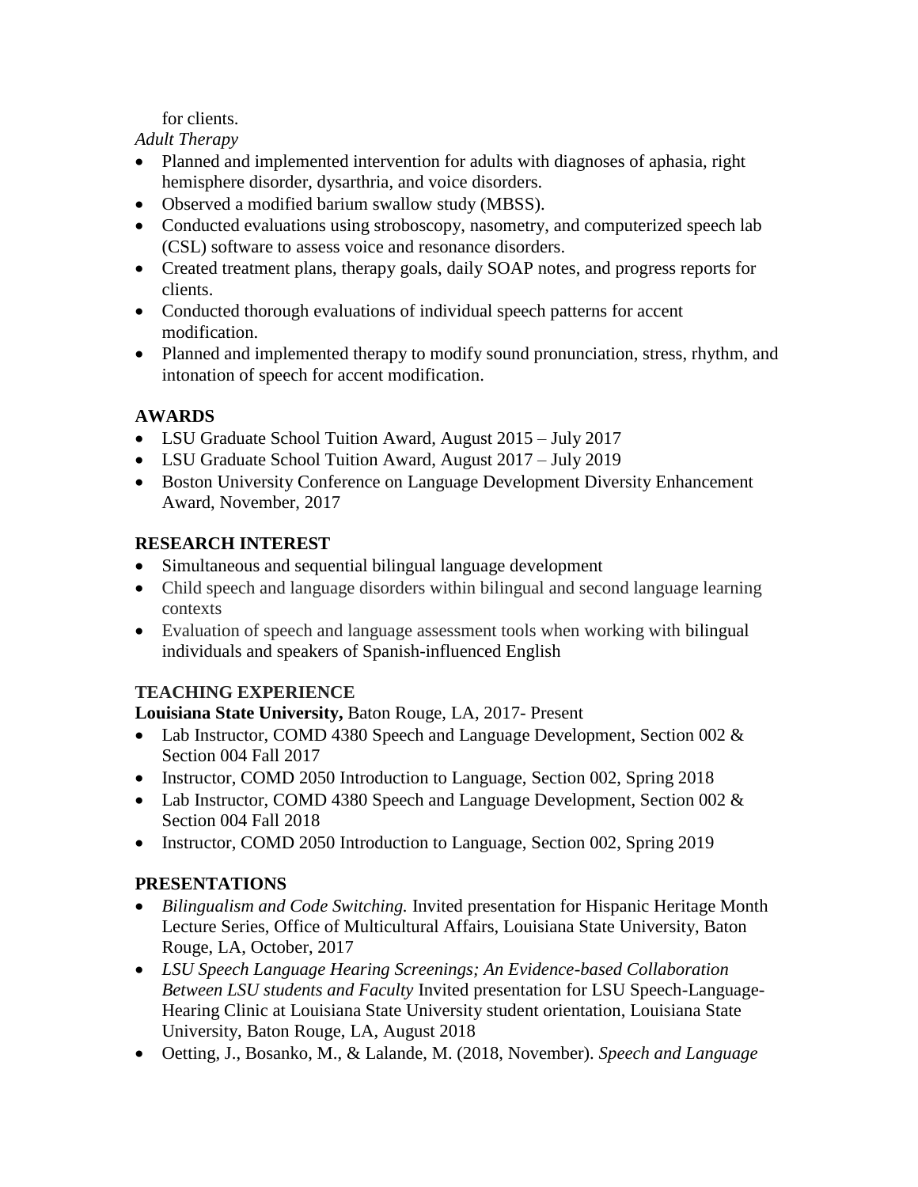for clients.

*Adult Therapy*

- Planned and implemented intervention for adults with diagnoses of aphasia, right hemisphere disorder, dysarthria, and voice disorders.
- Observed a modified barium swallow study (MBSS).
- Conducted evaluations using stroboscopy, nasometry, and computerized speech lab (CSL) software to assess voice and resonance disorders.
- Created treatment plans, therapy goals, daily SOAP notes, and progress reports for clients.
- Conducted thorough evaluations of individual speech patterns for accent modification.
- Planned and implemented therapy to modify sound pronunciation, stress, rhythm, and intonation of speech for accent modification.

## AWARDS

- LSU Graduate School Tuition Award, August 2015 – July 2017
- LSU Graduate School Tuition Award, August 2017 – July 2019
- Boston University Conference on Language Development Diversity Enhancement Award, November, 2017

## RESEARCH INTEREST

- Simultaneous and sequential bilingual language development
- Child speech and language disorders within bilingual and second language learning contexts
- Evaluation of speech and language assessment tools when working with bilingual individuals and speakers of Spanish-influenced English

## TEACHING EXPERIENCE

**Louisiana State University,** Baton Rouge, LA, 2017- Present

- Lab Instructor, COMD 4380 Speech and Language Development, Section 002 & Section 004 Fall 2017
- Instructor, COMD 2050 Introduction to Language, Section 002, Spring 2018
- Lab Instructor, COMD 4380 Speech and Language Development, Section 002 & Section 004 Fall 2018
- Instructor, COMD 2050 Introduction to Language, Section 002, Spring 2019

## PRESENTATIONS

- *Bilingualism and Code Switching.* Invited presentation for Hispanic Heritage Month Lecture Series, Office of Multicultural Affairs, Louisiana State University, Baton Rouge, LA, October, 2017
- *LSU Speech Language Hearing Screenings; An Evidence-based Collaboration Between LSU students and Faculty* Invited presentation for LSU Speech-Language-Hearing Clinic at Louisiana State University student orientation, Louisiana State University, Baton Rouge, LA, August 2018
- Oetting, J., Bosanko, M., & Lalande, M. (2018, November). *Speech and Language*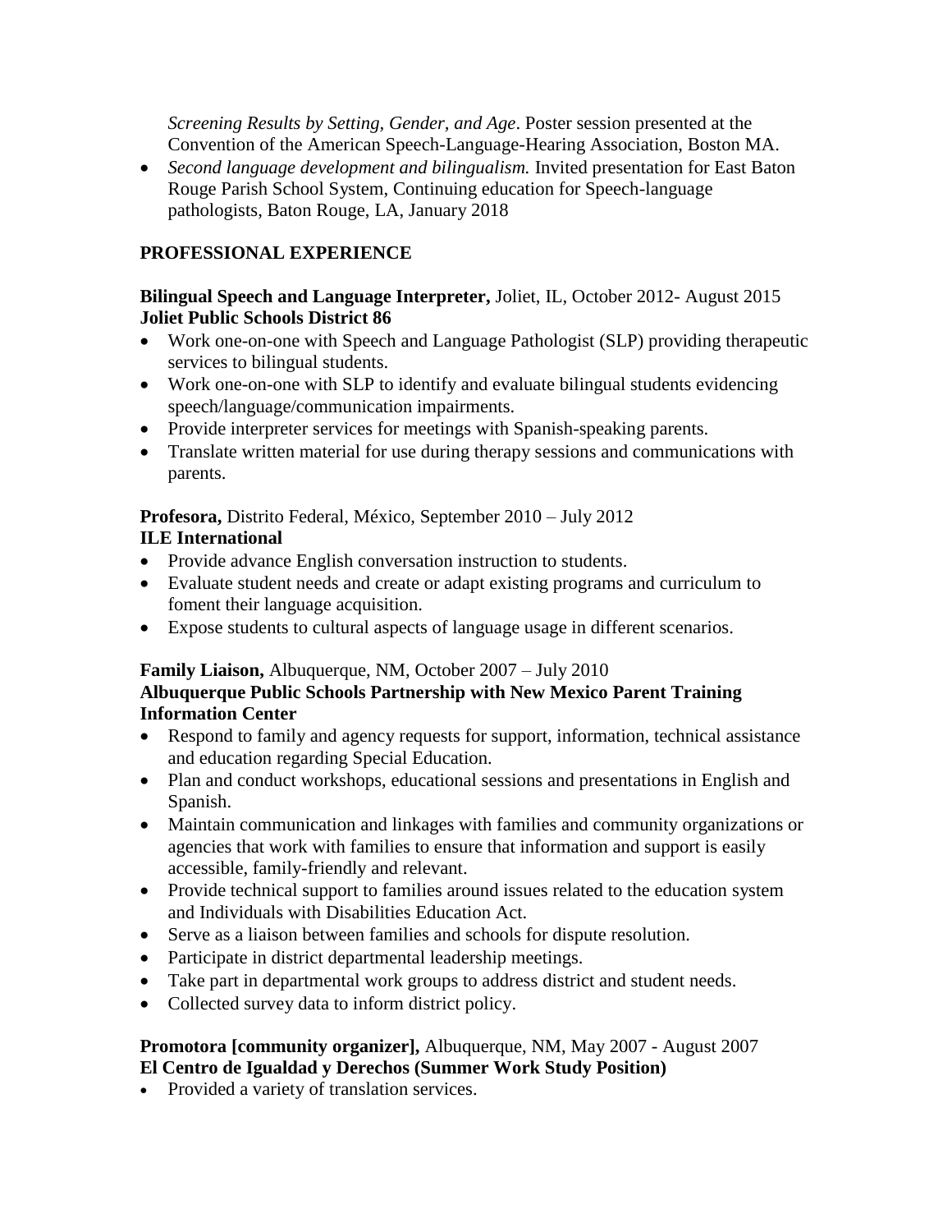*Screening Results by Setting, Gender, and Age*. Poster session presented at the Convention of the American Speech-Language-Hearing Association, Boston MA.

- *Second language development and bilingualism.* Invited presentation for East Baton Rouge Parish School System, Continuing education for Speech-language pathologists, Baton Rouge, LA, January 2018

## PROFESSIONAL EXPERIENCE

**Bilingual Speech and Language Interpreter,** Joliet, IL, October 2012- August 2015
**Joliet Public Schools District 86**

- Work one-on-one with Speech and Language Pathologist (SLP) providing therapeutic services to bilingual students.
- Work one-on-one with SLP to identify and evaluate bilingual students evidencing speech/language/communication impairments.
- Provide interpreter services for meetings with Spanish-speaking parents.
- Translate written material for use during therapy sessions and communications with parents.

**Profesora,** Distrito Federal, México, September 2010 – July 2012
**ILE International**

- Provide advance English conversation instruction to students.
- Evaluate student needs and create or adapt existing programs and curriculum to foment their language acquisition.
- Expose students to cultural aspects of language usage in different scenarios.

**Family Liaison,** Albuquerque, NM, October 2007 – July 2010
**Albuquerque Public Schools Partnership with New Mexico Parent Training Information Center**

- Respond to family and agency requests for support, information, technical assistance and education regarding Special Education.
- Plan and conduct workshops, educational sessions and presentations in English and Spanish.
- Maintain communication and linkages with families and community organizations or agencies that work with families to ensure that information and support is easily accessible, family-friendly and relevant.
- Provide technical support to families around issues related to the education system and Individuals with Disabilities Education Act.
- Serve as a liaison between families and schools for dispute resolution.
- Participate in district departmental leadership meetings.
- Take part in departmental work groups to address district and student needs.
- Collected survey data to inform district policy.

**Promotora [community organizer],** Albuquerque, NM, May 2007 - August 2007
**El Centro de Igualdad y Derechos (Summer Work Study Position)**

- Provided a variety of translation services.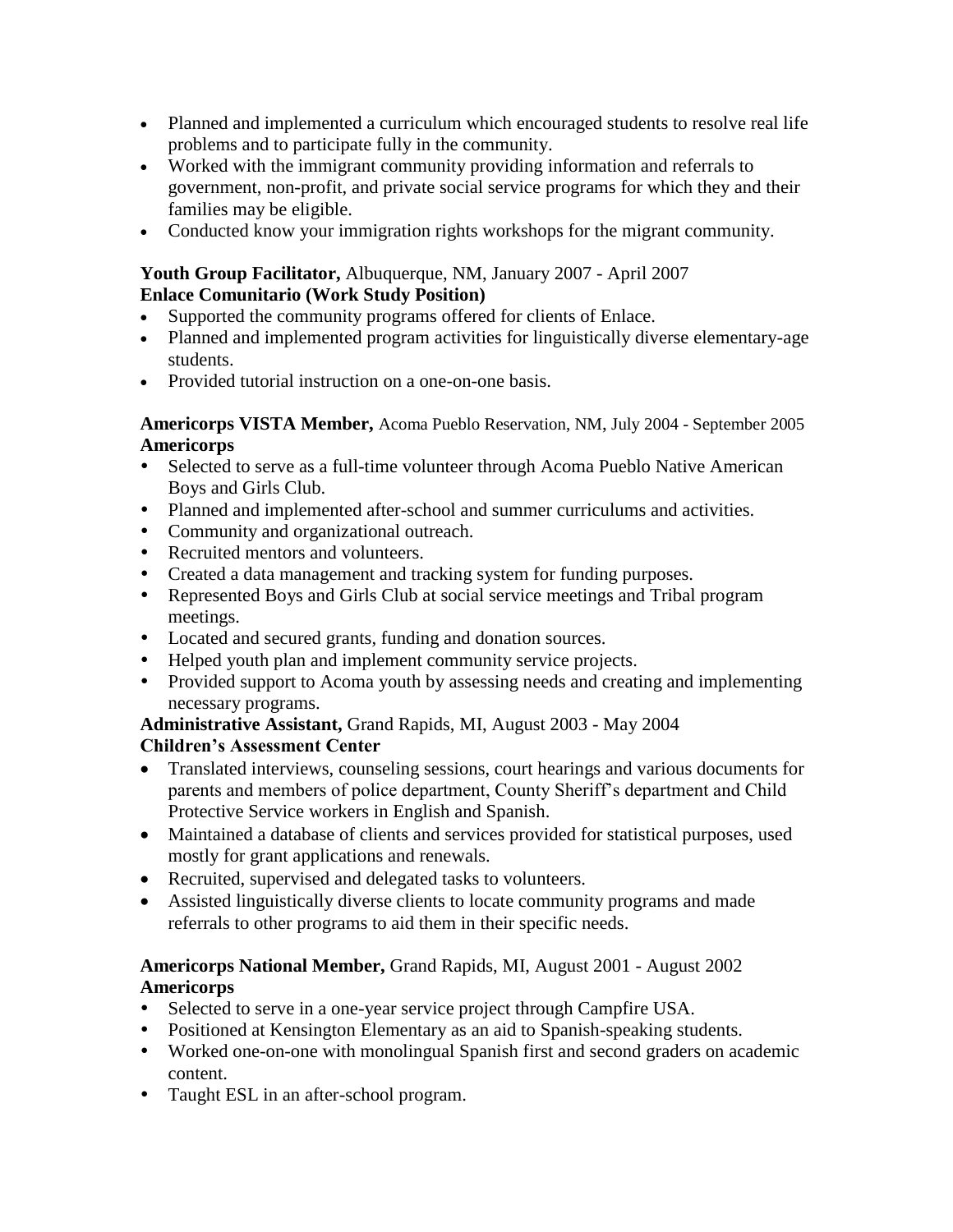- Planned and implemented a curriculum which encouraged students to resolve real life problems and to participate fully in the community.
- Worked with the immigrant community providing information and referrals to government, non-profit, and private social service programs for which they and their families may be eligible.
- Conducted know your immigration rights workshops for the migrant community.

**Youth Group Facilitator,** Albuquerque, NM, January 2007 - April 2007
**Enlace Comunitario (Work Study Position)**

- Supported the community programs offered for clients of Enlace.
- Planned and implemented program activities for linguistically diverse elementary-age students.
- Provided tutorial instruction on a one-on-one basis.

**Americorps VISTA Member,** Acoma Pueblo Reservation, NM, July 2004 - September 2005
**Americorps**

- Selected to serve as a full-time volunteer through Acoma Pueblo Native American Boys and Girls Club.
- Planned and implemented after-school and summer curriculums and activities.
- Community and organizational outreach.
- Recruited mentors and volunteers.
- Created a data management and tracking system for funding purposes.
- Represented Boys and Girls Club at social service meetings and Tribal program meetings.
- Located and secured grants, funding and donation sources.
- Helped youth plan and implement community service projects.
- Provided support to Acoma youth by assessing needs and creating and implementing necessary programs.

**Administrative Assistant,** Grand Rapids, MI, August 2003 - May 2004
**Children's Assessment Center**

- Translated interviews, counseling sessions, court hearings and various documents for parents and members of police department, County Sheriff's department and Child Protective Service workers in English and Spanish.
- Maintained a database of clients and services provided for statistical purposes, used mostly for grant applications and renewals.
- Recruited, supervised and delegated tasks to volunteers.
- Assisted linguistically diverse clients to locate community programs and made referrals to other programs to aid them in their specific needs.

**Americorps National Member,** Grand Rapids, MI, August 2001 - August 2002
**Americorps**

- Selected to serve in a one-year service project through Campfire USA.
- Positioned at Kensington Elementary as an aid to Spanish-speaking students.
- Worked one-on-one with monolingual Spanish first and second graders on academic content.
- Taught ESL in an after-school program.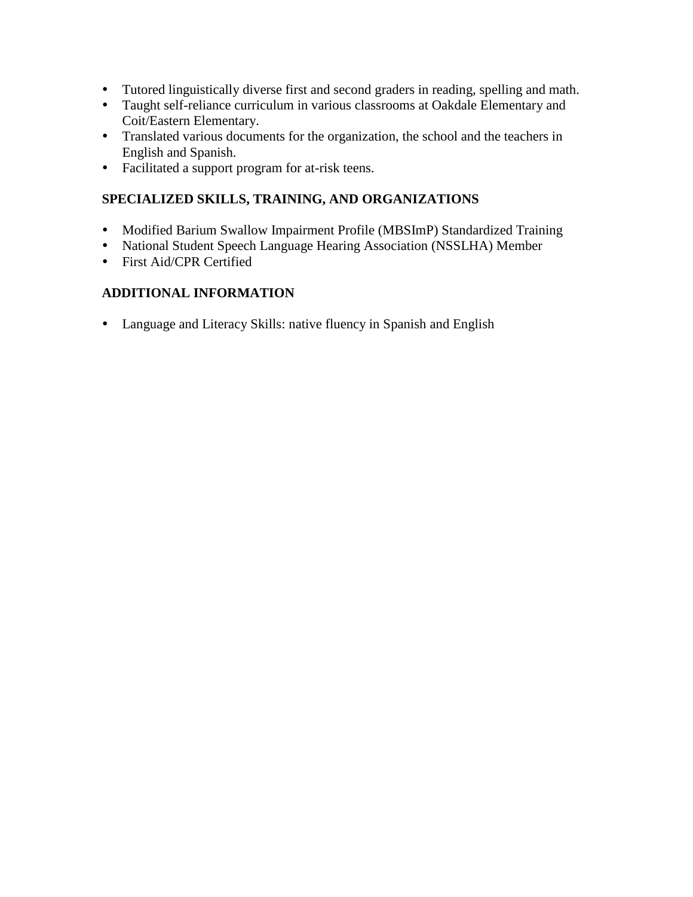- Tutored linguistically diverse first and second graders in reading, spelling and math.
- Taught self-reliance curriculum in various classrooms at Oakdale Elementary and Coit/Eastern Elementary.
- Translated various documents for the organization, the school and the teachers in English and Spanish.
- Facilitated a support program for at-risk teens.

## SPECIALIZED SKILLS, TRAINING, AND ORGANIZATIONS

- Modified Barium Swallow Impairment Profile (MBSImP) Standardized Training
- National Student Speech Language Hearing Association (NSSLHA) Member
- First Aid/CPR Certified

## ADDITIONAL INFORMATION

- Language and Literacy Skills: native fluency in Spanish and English